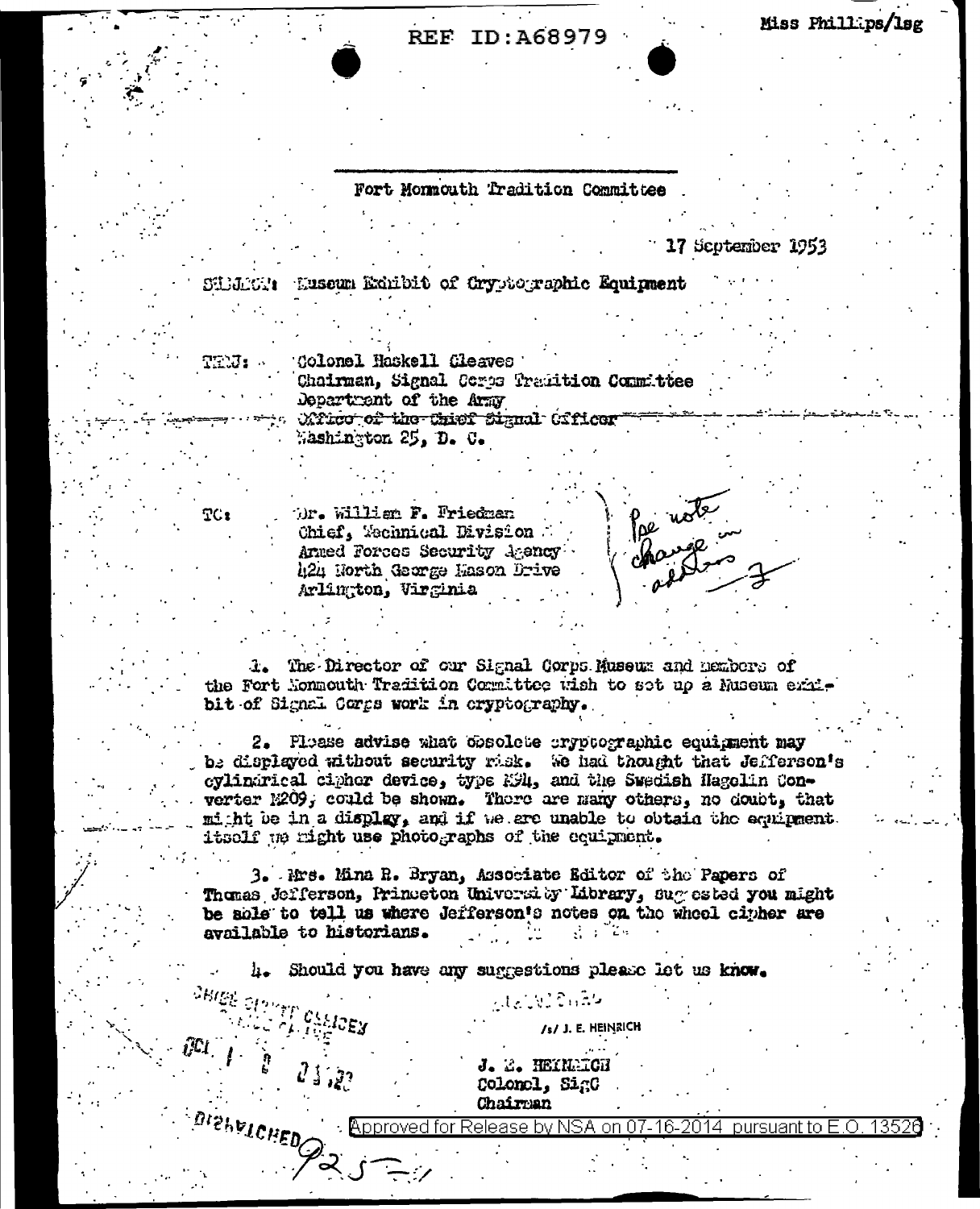REF ID:A68979

Miss Phillips/lsg

Fort Monmouth Tradition Committee

17 September 1953

SUBJECT: Museum Exhibit of Cryptographic Equipment

THRU: Colonel Haskell Cleaves
Chairman, Signal Corps Tradition Committee
Department of the Army
~~Office of the Chief Signal Officer~~
Washington 25, D. C.

TO: Dr. William F. Friedman
Chief, Technical Division
Armed Forces Security Agency
424 North George Mason Drive
Arlington, Virginia

Pse note change in address F

1. The Director of our Signal Corps Museum and members of the Fort Monmouth Tradition Committee wish to set up a Museum exhibit of Signal Corps work in cryptography.

2. Please advise what obsolete cryptographic equipment may be displayed without security risk. We had thought that Jefferson's cylindrical cipher device, type M94, and the Swedish Hagelin Converter M209, could be shown. There are many others, no doubt, that might be in a display, and if we are unable to obtain the equipment itself we might use photographs of the equipment.

3. Mrs. Mina R. Bryan, Associate Editor of the Papers of Thomas Jefferson, Princeton University Library, suggested you might be able to tell us where Jefferson's notes on the wheel cipher are available to historians.

4. Should you have any suggestions please let us know.

/s/ J. E. HEINRICH

J. E. HEINRICH
Colonel, SigC
Chairman

Approved for Release by NSA on 07-16-2014 pursuant to E.O. 13526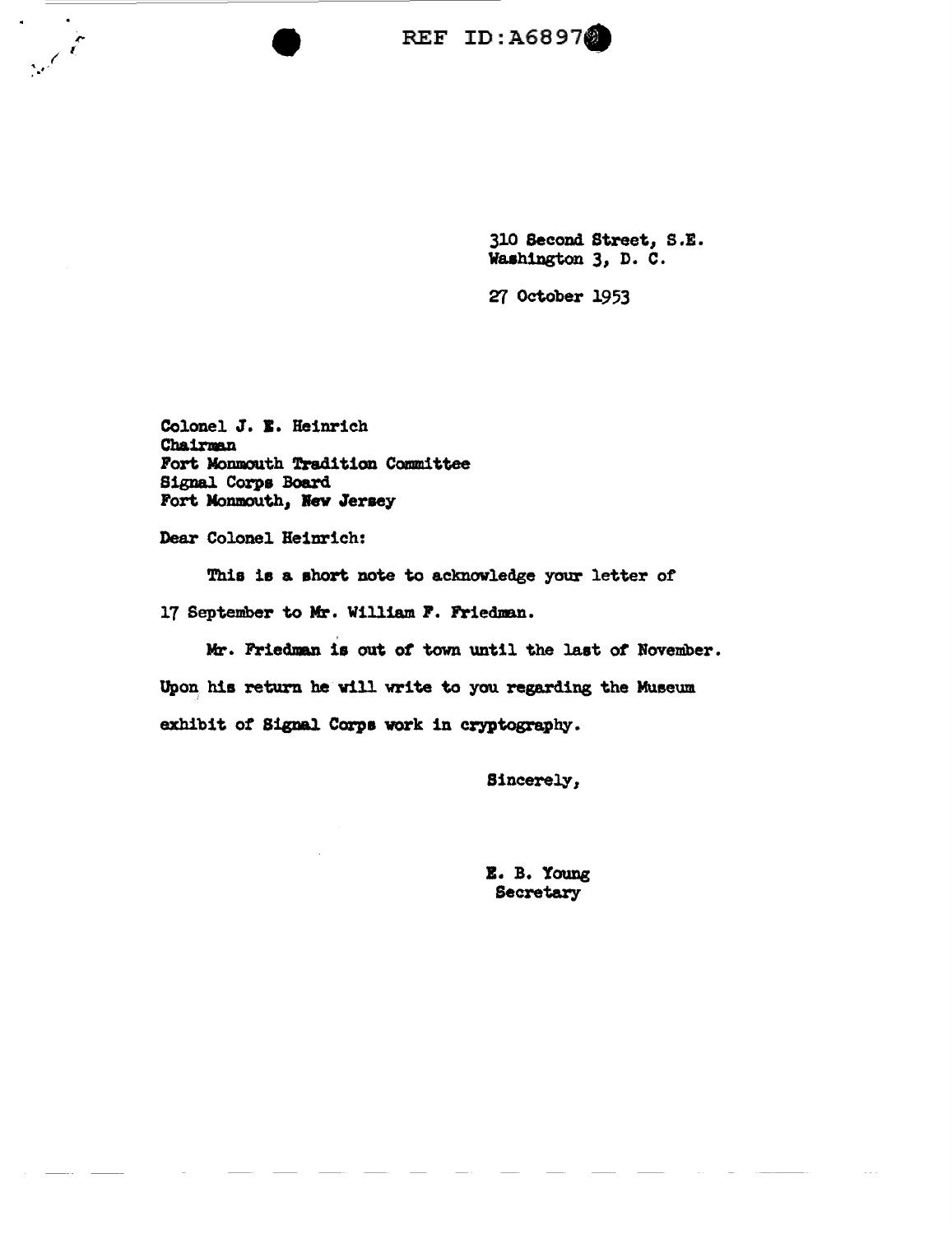REF ID:A68970

310 Second Street, S.E.
Washington 3, D. C.

27 October 1953

Colonel J. E. Heinrich
Chairman
Fort Monmouth Tradition Committee
Signal Corps Board
Fort Monmouth, New Jersey

Dear Colonel Heinrich:

This is a short note to acknowledge your letter of 17 September to Mr. William F. Friedman.

Mr. Friedman is out of town until the last of November. Upon his return he will write to you regarding the Museum exhibit of Signal Corps work in cryptography.

Sincerely,

E. B. Young
Secretary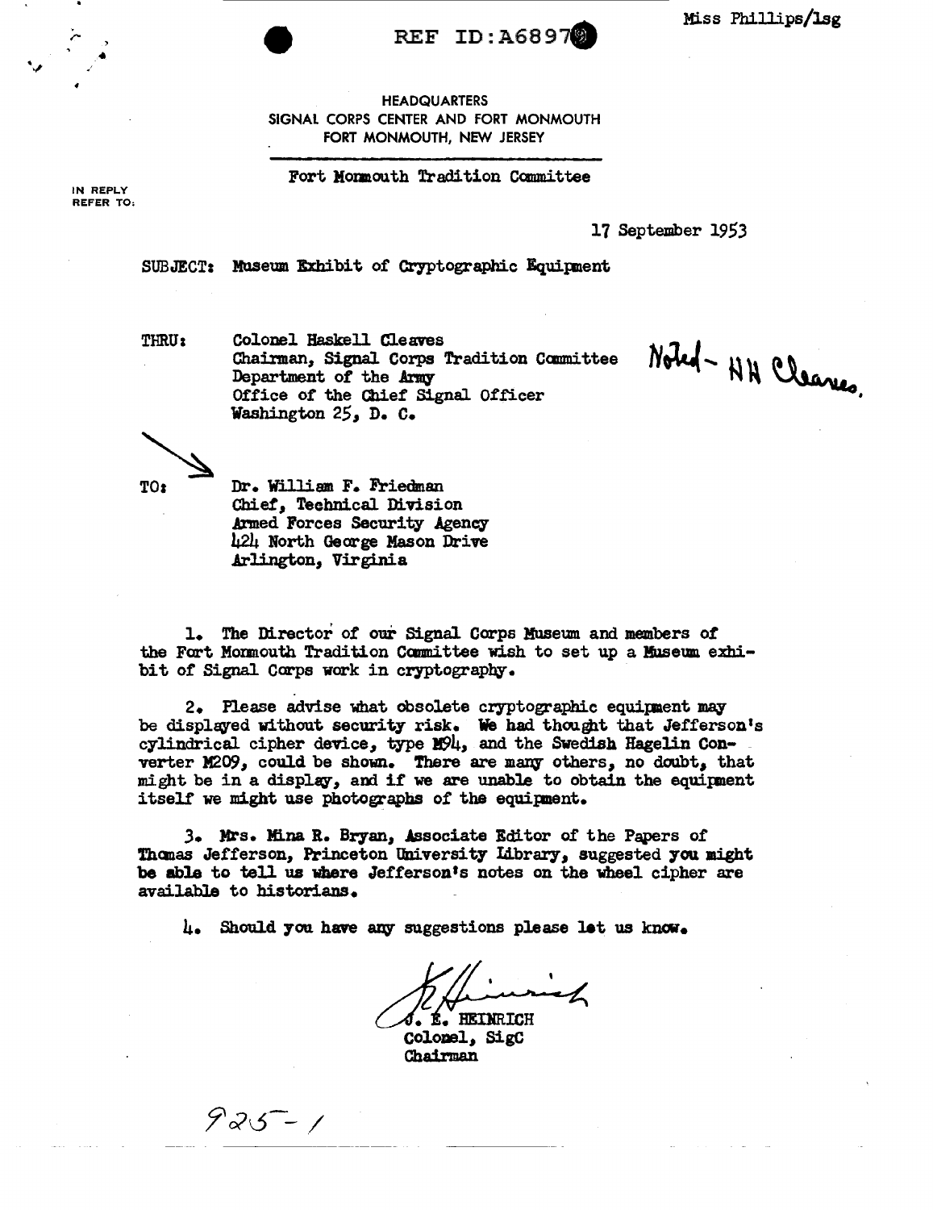REF ID:A68970

Miss Phillips/lsg

HEADQUARTERS
SIGNAL CORPS CENTER AND FORT MONMOUTH
FORT MONMOUTH, NEW JERSEY

Fort Monmouth Tradition Committee

IN REPLY REFER TO:

17 September 1953

SUBJECT: Museum Exhibit of Cryptographic Equipment

THRU: Colonel Haskell Cleaves
Chairman, Signal Corps Tradition Committee
Department of the Army
Office of the Chief Signal Officer
Washington 25, D. C.

Noted - HH Cleaves.

TO: Dr. William F. Friedman
Chief, Technical Division
Armed Forces Security Agency
424 North George Mason Drive
Arlington, Virginia

1. The Director of our Signal Corps Museum and members of the Fort Monmouth Tradition Committee wish to set up a Museum exhibit of Signal Corps work in cryptography.

2. Please advise what obsolete cryptographic equipment may be displayed without security risk. We had thought that Jefferson's cylindrical cipher device, type M94, and the Swedish Hagelin Converter M209, could be shown. There are many others, no doubt, that might be in a display, and if we are unable to obtain the equipment itself we might use photographs of the equipment.

3. Mrs. Mina R. Bryan, Associate Editor of the Papers of Thomas Jefferson, Princeton University Library, suggested you might be able to tell us where Jefferson's notes on the wheel cipher are available to historians.

4. Should you have any suggestions please let us know.

J. E. HEINRICH
Colonel, SigC
Chairman

925-1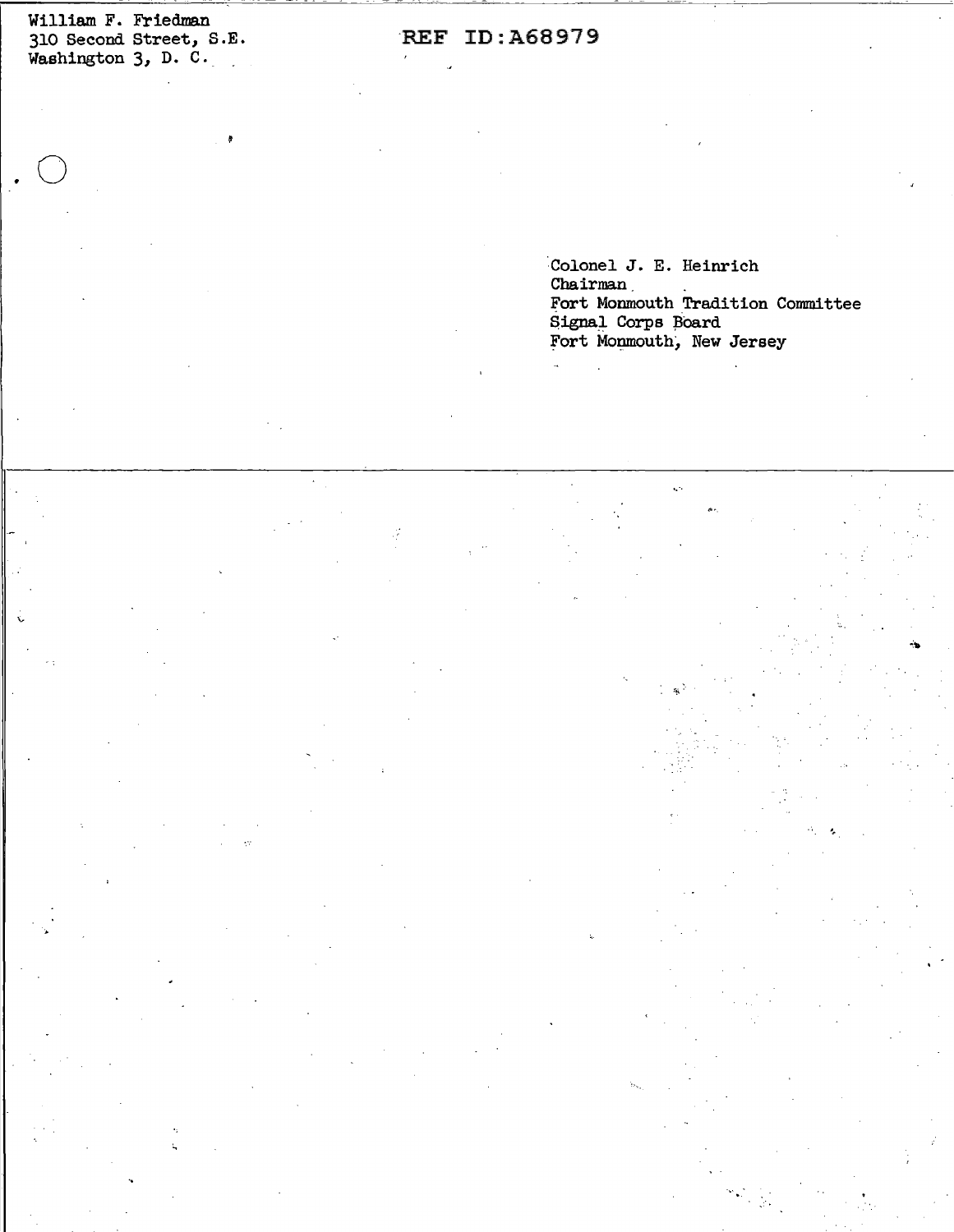William F. Friedman
310 Second Street, S.E.
Washington 3, D. C.

REF ID:A68979

Colonel J. E. Heinrich
Chairman
Fort Monmouth Tradition Committee
Signal Corps Board
Fort Monmouth, New Jersey